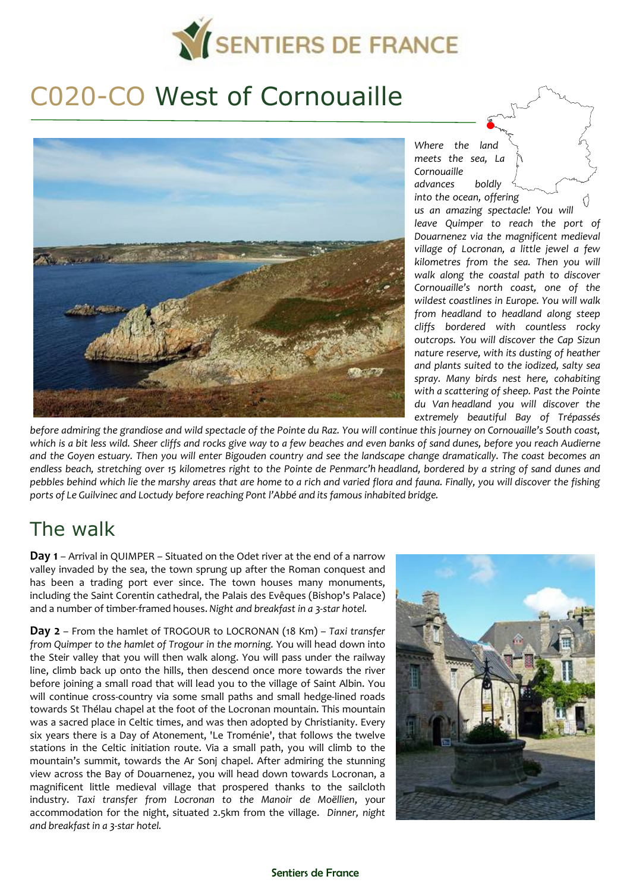# C020-CO West of Cornouaille

*Where the land meets the sea, La Cornouaille advances boldly into the ocean, offering us an amazing spectacle! You will leave Quimper to reach the port of Douarnenez via the magnificent medieval village of Locronan, a little jewel a few kilometres from the sea. Then you will walk along the coastal path to discover Cornouaille's north coast, one of the wildest coastlines in Europe. You will walk from headland to headland along steep cliffs bordered with countless rocky outcrops. You will discover the Cap Sizun nature reserve, with its dusting of heather and plants suited to the iodized, salty sea spray. Many birds nest here, cohabiting with a scattering of sheep. Past the Pointe du Van headland you will discover the extremely beautiful Bay of Trépassés before admiring the grandiose and wild spectacle of the Pointe du Raz. You will continue this journey on Cornouaille's South coast, which is a bit less wild. Sheer cliffs and rocks give way to a few beaches and even banks of sand dunes, before you reach Audierne and the Goyen estuary. Then you will enter Bigouden country and see the landscape change dramatically. The coast becomes an endless beach, stretching over 15 kilometres right to the Pointe de Penmarc'h headland, bordered by a string of sand dunes and pebbles behind which lie the marshy areas that are home to a rich and varied flora and fauna. Finally, you will discover the fishing ports of Le Guilvinec and Loctudy before reaching Pont l'Abbé and its famous inhabited bridge.*

## The walk

**Day 1** – Arrival in QUIMPER – Situated on the Odet river at the end of a narrow valley invaded by the sea, the town sprung up after the Roman conquest and has been a trading port ever since. The town houses many monuments, including the Saint Corentin cathedral, the Palais des Evêques (Bishop's Palace) and a number of timber-framed houses. *Night and breakfast in a 3-star hotel.*

**Day 2** – From the hamlet of TROGOUR to LOCRONAN (18 Km) – *Taxi transfer from Quimper to the hamlet of Trogour in the morning.* You will head down into the Steir valley that you will then walk along. You will pass under the railway line, climb back up onto the hills, then descend once more towards the river before joining a small road that will lead you to the village of Saint Albin. You will continue cross-country via some small paths and small hedge-lined roads towards St Thélau chapel at the foot of the Locronan mountain. This mountain was a sacred place in Celtic times, and was then adopted by Christianity. Every six years there is a Day of Atonement, 'Le Troménie', that follows the twelve stations in the Celtic initiation route. Via a small path, you will climb to the mountain's summit, towards the Ar Sonj chapel. After admiring the stunning view across the Bay of Douarnenez, you will head down towards Locronan, a magnificent little medieval village that prospered thanks to the sailcloth industry. *Taxi transfer from Locronan to the Manoir de Moëllien*, your accommodation for the night, situated 2.5km from the village. *Dinner, night and breakfast in a 3-star hotel.*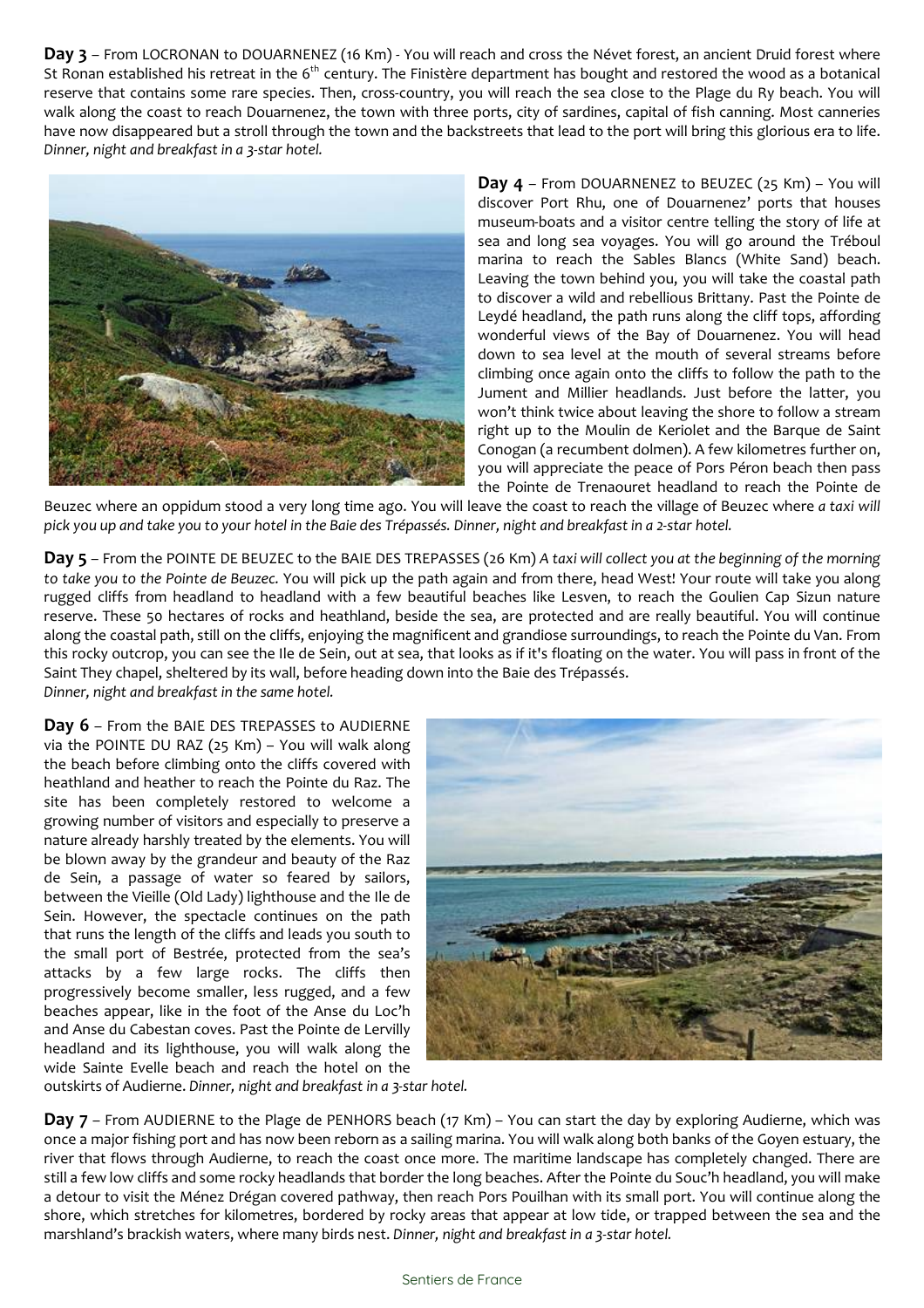**Day 3** – From LOCRONAN to DOUARNENEZ (16 Km) - You will reach and cross the Névet forest, an ancient Druid forest where St Ronan established his retreat in the 6th century. The Finistère department has bought and restored the wood as a botanical reserve that contains some rare species. Then, cross-country, you will reach the sea close to the Plage du Ry beach. You will walk along the coast to reach Douarnenez, the town with three ports, city of sardines, capital of fish canning. Most canneries have now disappeared but a stroll through the town and the backstreets that lead to the port will bring this glorious era to life. *Dinner, night and breakfast in a 3-star hotel.*

**Day 4** – From DOUARNENEZ to BEUZEC (25 Km) – You will discover Port Rhu, one of Douarnenez' ports that houses museum-boats and a visitor centre telling the story of life at sea and long sea voyages. You will go around the Tréboul marina to reach the Sables Blancs (White Sand) beach. Leaving the town behind you, you will take the coastal path to discover a wild and rebellious Brittany. Past the Pointe de Leydé headland, the path runs along the cliff tops, affording wonderful views of the Bay of Douarnenez. You will head down to sea level at the mouth of several streams before climbing once again onto the cliffs to follow the path to the Jument and Millier headlands. Just before the latter, you won't think twice about leaving the shore to follow a stream right up to the Moulin de Keriolet and the Barque de Saint Conogan (a recumbent dolmen). A few kilometres further on, you will appreciate the peace of Pors Péron beach then pass the Pointe de Trenaouret headland to reach the Pointe de Beuzec where an oppidum stood a very long time ago. You will leave the coast to reach the village of Beuzec where *a taxi will pick you up and take you to your hotel in the Baie des Trépassés. Dinner, night and breakfast in a 2-star hotel.*

**Day 5** – From the POINTE DE BEUZEC to the BAIE DES TREPASSES (26 Km) *A taxi will collect you at the beginning of the morning to take you to the Pointe de Beuzec.* You will pick up the path again and from there, head West! Your route will take you along rugged cliffs from headland to headland with a few beautiful beaches like Lesven, to reach the Goulien Cap Sizun nature reserve. These 50 hectares of rocks and heathland, beside the sea, are protected and are really beautiful. You will continue along the coastal path, still on the cliffs, enjoying the magnificent and grandiose surroundings, to reach the Pointe du Van. From this rocky outcrop, you can see the Ile de Sein, out at sea, that looks as if it's floating on the water. You will pass in front of the Saint They chapel, sheltered by its wall, before heading down into the Baie des Trépassés.
*Dinner, night and breakfast in the same hotel.*

**Day 6** – From the BAIE DES TREPASSES to AUDIERNE via the POINTE DU RAZ (25 Km) – You will walk along the beach before climbing onto the cliffs covered with heathland and heather to reach the Pointe du Raz. The site has been completely restored to welcome a growing number of visitors and especially to preserve a nature already harshly treated by the elements. You will be blown away by the grandeur and beauty of the Raz de Sein, a passage of water so feared by sailors, between the Vieille (Old Lady) lighthouse and the Ile de Sein. However, the spectacle continues on the path that runs the length of the cliffs and leads you south to the small port of Bestrée, protected from the sea's attacks by a few large rocks. The cliffs then progressively become smaller, less rugged, and a few beaches appear, like in the foot of the Anse du Loc'h and Anse du Cabestan coves. Past the Pointe de Lervilly headland and its lighthouse, you will walk along the wide Sainte Evelle beach and reach the hotel on the outskirts of Audierne. *Dinner, night and breakfast in a 3-star hotel.*

**Day 7** – From AUDIERNE to the Plage de PENHORS beach (17 Km) – You can start the day by exploring Audierne, which was once a major fishing port and has now been reborn as a sailing marina. You will walk along both banks of the Goyen estuary, the river that flows through Audierne, to reach the coast once more. The maritime landscape has completely changed. There are still a few low cliffs and some rocky headlands that border the long beaches. After the Pointe du Souc'h headland, you will make a detour to visit the Ménez Drégan covered pathway, then reach Pors Pouilhan with its small port. You will continue along the shore, which stretches for kilometres, bordered by rocky areas that appear at low tide, or trapped between the sea and the marshland's brackish waters, where many birds nest. *Dinner, night and breakfast in a 3-star hotel.*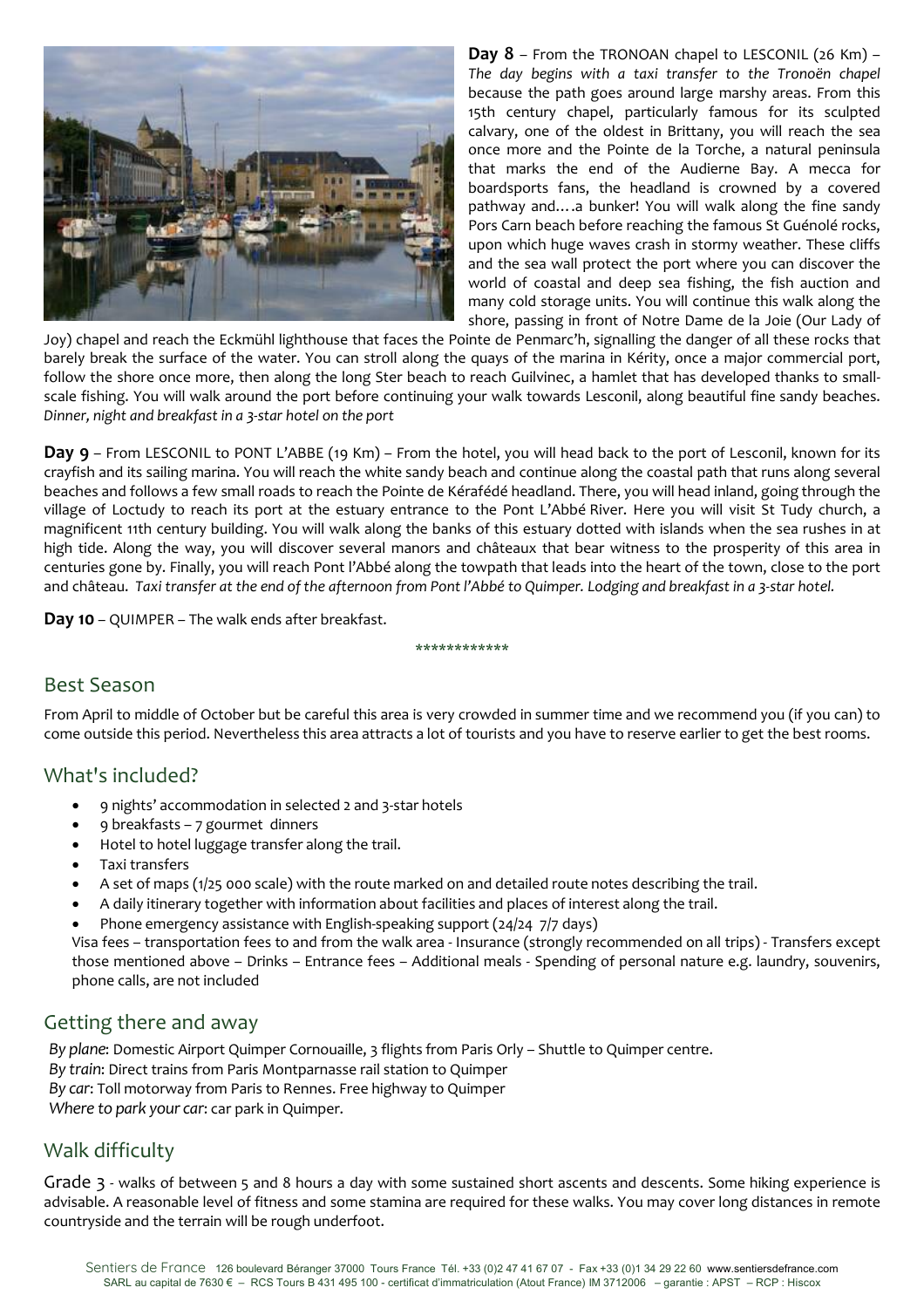**Day 8** – From the TRONOAN chapel to LESCONIL (26 Km) – *The day begins with a taxi transfer to the Tronoën chapel* because the path goes around large marshy areas. From this 15th century chapel, particularly famous for its sculpted calvary, one of the oldest in Brittany, you will reach the sea once more and the Pointe de la Torche, a natural peninsula that marks the end of the Audierne Bay. A mecca for boardsports fans, the headland is crowned by a covered pathway and….a bunker! You will walk along the fine sandy Pors Carn beach before reaching the famous St Guénolé rocks, upon which huge waves crash in stormy weather. These cliffs and the sea wall protect the port where you can discover the world of coastal and deep sea fishing, the fish auction and many cold storage units. You will continue this walk along the shore, passing in front of Notre Dame de la Joie (Our Lady of Joy) chapel and reach the Eckmühl lighthouse that faces the Pointe de Penmarc'h, signalling the danger of all these rocks that barely break the surface of the water. You can stroll along the quays of the marina in Kérity, once a major commercial port, follow the shore once more, then along the long Ster beach to reach Guilvinec, a hamlet that has developed thanks to small-scale fishing. You will walk around the port before continuing your walk towards Lesconil, along beautiful fine sandy beaches. *Dinner, night and breakfast in a 3-star hotel on the port*

**Day 9** – From LESCONIL to PONT L'ABBE (19 Km) – From the hotel, you will head back to the port of Lesconil, known for its crayfish and its sailing marina. You will reach the white sandy beach and continue along the coastal path that runs along several beaches and follows a few small roads to reach the Pointe de Kérafédé headland. There, you will head inland, going through the village of Loctudy to reach its port at the estuary entrance to the Pont L'Abbé River. Here you will visit St Tudy church, a magnificent 11th century building. You will walk along the banks of this estuary dotted with islands when the sea rushes in at high tide. Along the way, you will discover several manors and châteaux that bear witness to the prosperity of this area in centuries gone by. Finally, you will reach Pont l'Abbé along the towpath that leads into the heart of the town, close to the port and château. *Taxi transfer at the end of the afternoon from Pont l'Abbé to Quimper. Lodging and breakfast in a 3-star hotel.*

**Day 10** – QUIMPER – The walk ends after breakfast.

\*\*\*\*\*\*\*\*\*\*\*\*

## Best Season

From April to middle of October but be careful this area is very crowded in summer time and we recommend you (if you can) to come outside this period. Nevertheless this area attracts a lot of tourists and you have to reserve earlier to get the best rooms.

## What's included?

- 9 nights' accommodation in selected 2 and 3-star hotels
- 9 breakfasts – 7 gourmet dinners
- Hotel to hotel luggage transfer along the trail.
- Taxi transfers
- A set of maps (1/25 000 scale) with the route marked on and detailed route notes describing the trail.
- A daily itinerary together with information about facilities and places of interest along the trail.
- Phone emergency assistance with English-speaking support (24/24 7/7 days)

Visa fees – transportation fees to and from the walk area - Insurance (strongly recommended on all trips) - Transfers except those mentioned above – Drinks – Entrance fees – Additional meals - Spending of personal nature e.g. laundry, souvenirs, phone calls, are not included

## Getting there and away

*By plane*: Domestic Airport Quimper Cornouaille, 3 flights from Paris Orly – Shuttle to Quimper centre.
*By train*: Direct trains from Paris Montparnasse rail station to Quimper
*By car*: Toll motorway from Paris to Rennes. Free highway to Quimper
*Where to park your car*: car park in Quimper.

## Walk difficulty

Grade 3 - walks of between 5 and 8 hours a day with some sustained short ascents and descents. Some hiking experience is advisable. A reasonable level of fitness and some stamina are required for these walks. You may cover long distances in remote countryside and the terrain will be rough underfoot.